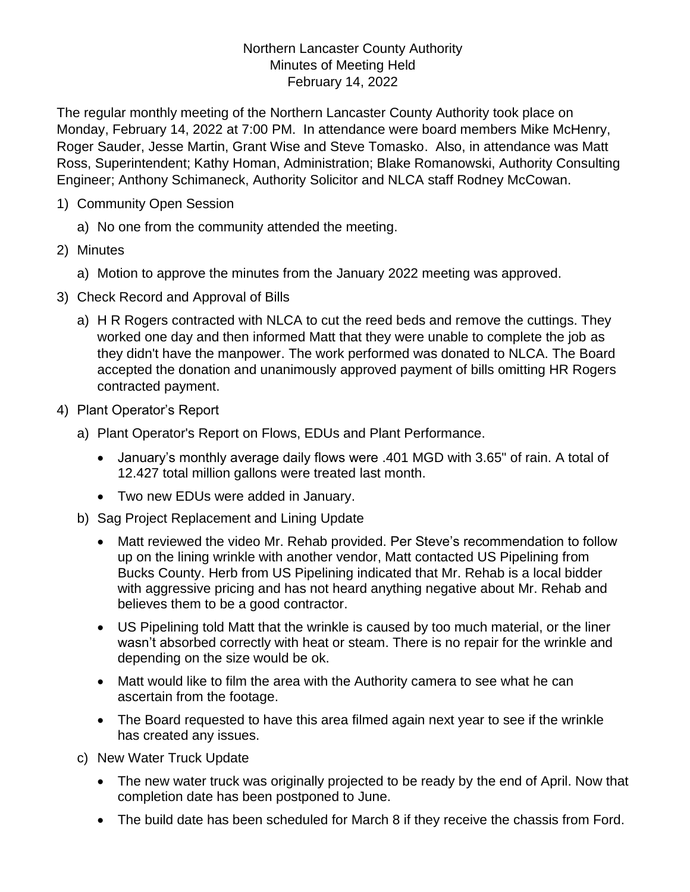Northern Lancaster County Authority
Minutes of Meeting Held
February 14, 2022

The regular monthly meeting of the Northern Lancaster County Authority took place on Monday, February 14, 2022 at 7:00 PM. In attendance were board members Mike McHenry, Roger Sauder, Jesse Martin, Grant Wise and Steve Tomasko. Also, in attendance was Matt Ross, Superintendent; Kathy Homan, Administration; Blake Romanowski, Authority Consulting Engineer; Anthony Schimaneck, Authority Solicitor and NLCA staff Rodney McCowan.

1) Community Open Session
   a) No one from the community attended the meeting.
2) Minutes
   a) Motion to approve the minutes from the January 2022 meeting was approved.
3) Check Record and Approval of Bills
   a) H R Rogers contracted with NLCA to cut the reed beds and remove the cuttings. They worked one day and then informed Matt that they were unable to complete the job as they didn't have the manpower. The work performed was donated to NLCA. The Board accepted the donation and unanimously approved payment of bills omitting HR Rogers contracted payment.
4) Plant Operator's Report
   a) Plant Operator's Report on Flows, EDUs and Plant Performance.
      - January's monthly average daily flows were .401 MGD with 3.65" of rain. A total of 12.427 total million gallons were treated last month.
      - Two new EDUs were added in January.
   b) Sag Project Replacement and Lining Update
      - Matt reviewed the video Mr. Rehab provided. Per Steve's recommendation to follow up on the lining wrinkle with another vendor, Matt contacted US Pipelining from Bucks County. Herb from US Pipelining indicated that Mr. Rehab is a local bidder with aggressive pricing and has not heard anything negative about Mr. Rehab and believes them to be a good contractor.
      - US Pipelining told Matt that the wrinkle is caused by too much material, or the liner wasn't absorbed correctly with heat or steam. There is no repair for the wrinkle and depending on the size would be ok.
      - Matt would like to film the area with the Authority camera to see what he can ascertain from the footage.
      - The Board requested to have this area filmed again next year to see if the wrinkle has created any issues.
   c) New Water Truck Update
      - The new water truck was originally projected to be ready by the end of April. Now that completion date has been postponed to June.
      - The build date has been scheduled for March 8 if they receive the chassis from Ford.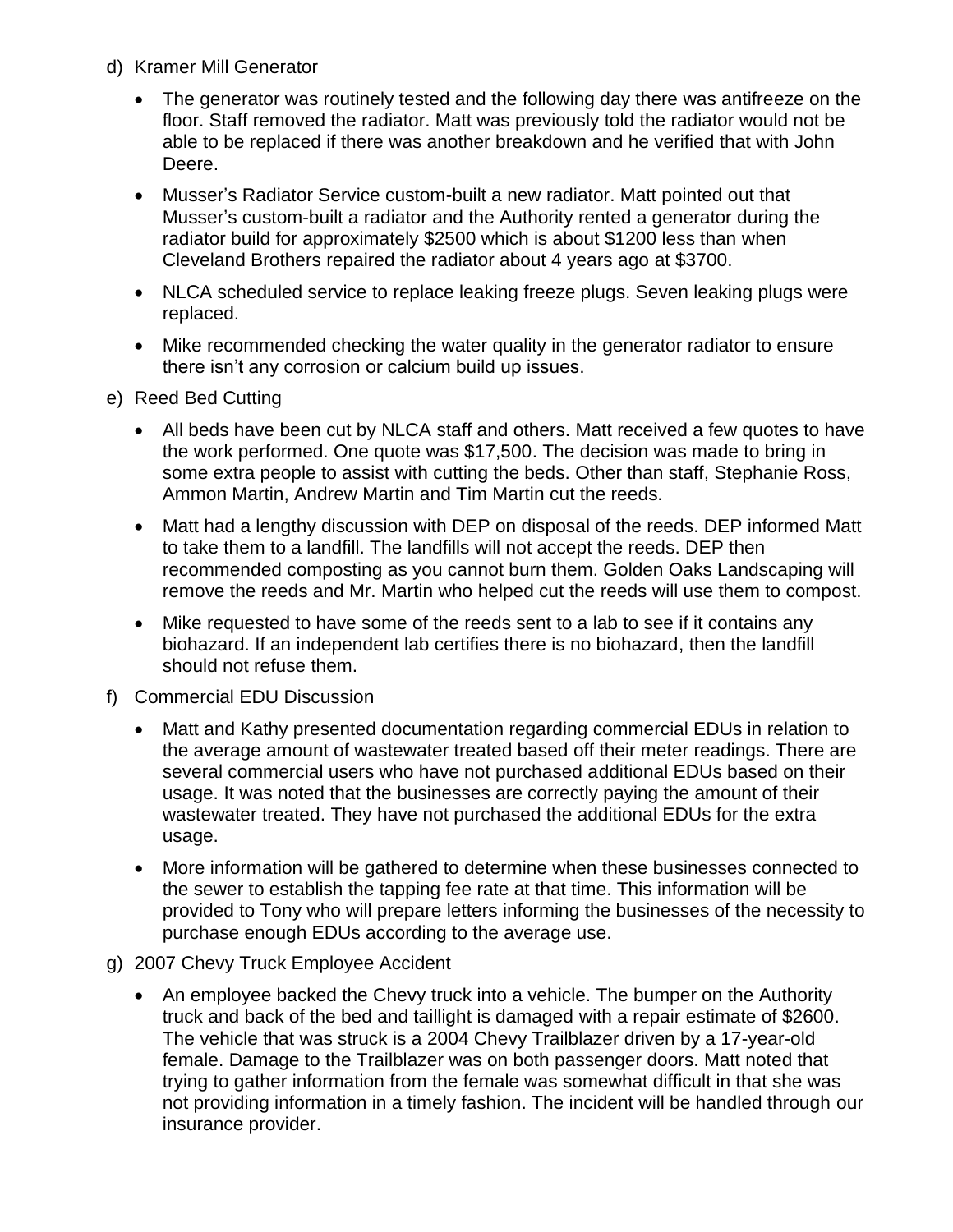d) Kramer Mill Generator

- The generator was routinely tested and the following day there was antifreeze on the floor. Staff removed the radiator. Matt was previously told the radiator would not be able to be replaced if there was another breakdown and he verified that with John Deere.
- Musser's Radiator Service custom-built a new radiator. Matt pointed out that Musser's custom-built a radiator and the Authority rented a generator during the radiator build for approximately $2500 which is about $1200 less than when Cleveland Brothers repaired the radiator about 4 years ago at $3700.
- NLCA scheduled service to replace leaking freeze plugs. Seven leaking plugs were replaced.
- Mike recommended checking the water quality in the generator radiator to ensure there isn't any corrosion or calcium build up issues.

e) Reed Bed Cutting

- All beds have been cut by NLCA staff and others. Matt received a few quotes to have the work performed. One quote was $17,500. The decision was made to bring in some extra people to assist with cutting the beds. Other than staff, Stephanie Ross, Ammon Martin, Andrew Martin and Tim Martin cut the reeds.
- Matt had a lengthy discussion with DEP on disposal of the reeds. DEP informed Matt to take them to a landfill. The landfills will not accept the reeds. DEP then recommended composting as you cannot burn them. Golden Oaks Landscaping will remove the reeds and Mr. Martin who helped cut the reeds will use them to compost.
- Mike requested to have some of the reeds sent to a lab to see if it contains any biohazard. If an independent lab certifies there is no biohazard, then the landfill should not refuse them.

f) Commercial EDU Discussion

- Matt and Kathy presented documentation regarding commercial EDUs in relation to the average amount of wastewater treated based off their meter readings. There are several commercial users who have not purchased additional EDUs based on their usage. It was noted that the businesses are correctly paying the amount of their wastewater treated. They have not purchased the additional EDUs for the extra usage.
- More information will be gathered to determine when these businesses connected to the sewer to establish the tapping fee rate at that time. This information will be provided to Tony who will prepare letters informing the businesses of the necessity to purchase enough EDUs according to the average use.

g) 2007 Chevy Truck Employee Accident

- An employee backed the Chevy truck into a vehicle. The bumper on the Authority truck and back of the bed and taillight is damaged with a repair estimate of $2600. The vehicle that was struck is a 2004 Chevy Trailblazer driven by a 17-year-old female. Damage to the Trailblazer was on both passenger doors. Matt noted that trying to gather information from the female was somewhat difficult in that she was not providing information in a timely fashion. The incident will be handled through our insurance provider.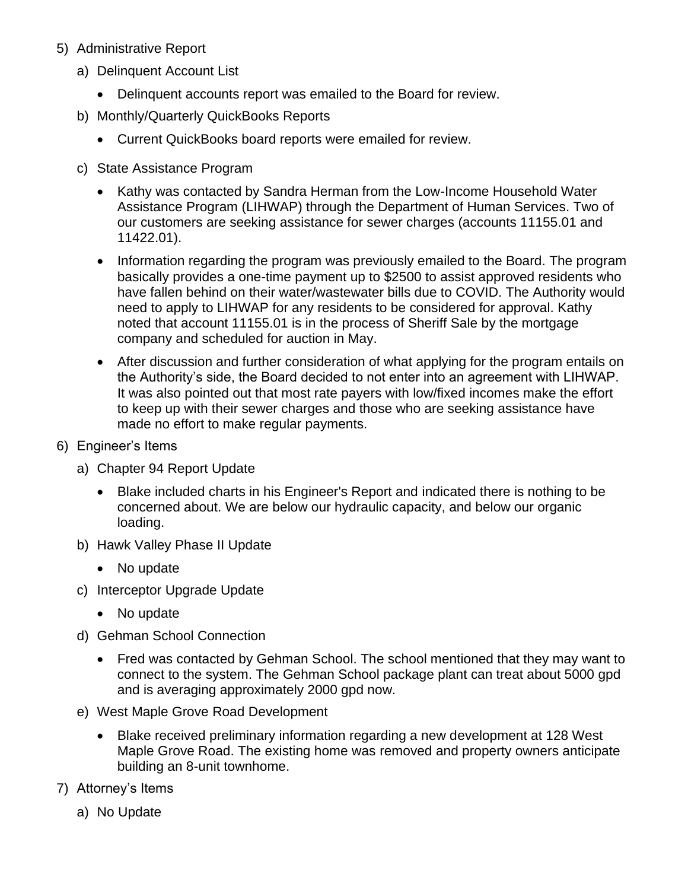5) Administrative Report

   a) Delinquent Account List

      - Delinquent accounts report was emailed to the Board for review.

   b) Monthly/Quarterly QuickBooks Reports

      - Current QuickBooks board reports were emailed for review.

   c) State Assistance Program

      - Kathy was contacted by Sandra Herman from the Low-Income Household Water Assistance Program (LIHWAP) through the Department of Human Services. Two of our customers are seeking assistance for sewer charges (accounts 11155.01 and 11422.01).
      - Information regarding the program was previously emailed to the Board. The program basically provides a one-time payment up to $2500 to assist approved residents who have fallen behind on their water/wastewater bills due to COVID. The Authority would need to apply to LIHWAP for any residents to be considered for approval. Kathy noted that account 11155.01 is in the process of Sheriff Sale by the mortgage company and scheduled for auction in May.
      - After discussion and further consideration of what applying for the program entails on the Authority's side, the Board decided to not enter into an agreement with LIHWAP. It was also pointed out that most rate payers with low/fixed incomes make the effort to keep up with their sewer charges and those who are seeking assistance have made no effort to make regular payments.

6) Engineer's Items

   a) Chapter 94 Report Update

      - Blake included charts in his Engineer's Report and indicated there is nothing to be concerned about. We are below our hydraulic capacity, and below our organic loading.

   b) Hawk Valley Phase II Update

      - No update

   c) Interceptor Upgrade Update

      - No update

   d) Gehman School Connection

      - Fred was contacted by Gehman School. The school mentioned that they may want to connect to the system. The Gehman School package plant can treat about 5000 gpd and is averaging approximately 2000 gpd now.

   e) West Maple Grove Road Development

      - Blake received preliminary information regarding a new development at 128 West Maple Grove Road. The existing home was removed and property owners anticipate building an 8-unit townhome.

7) Attorney's Items

   a) No Update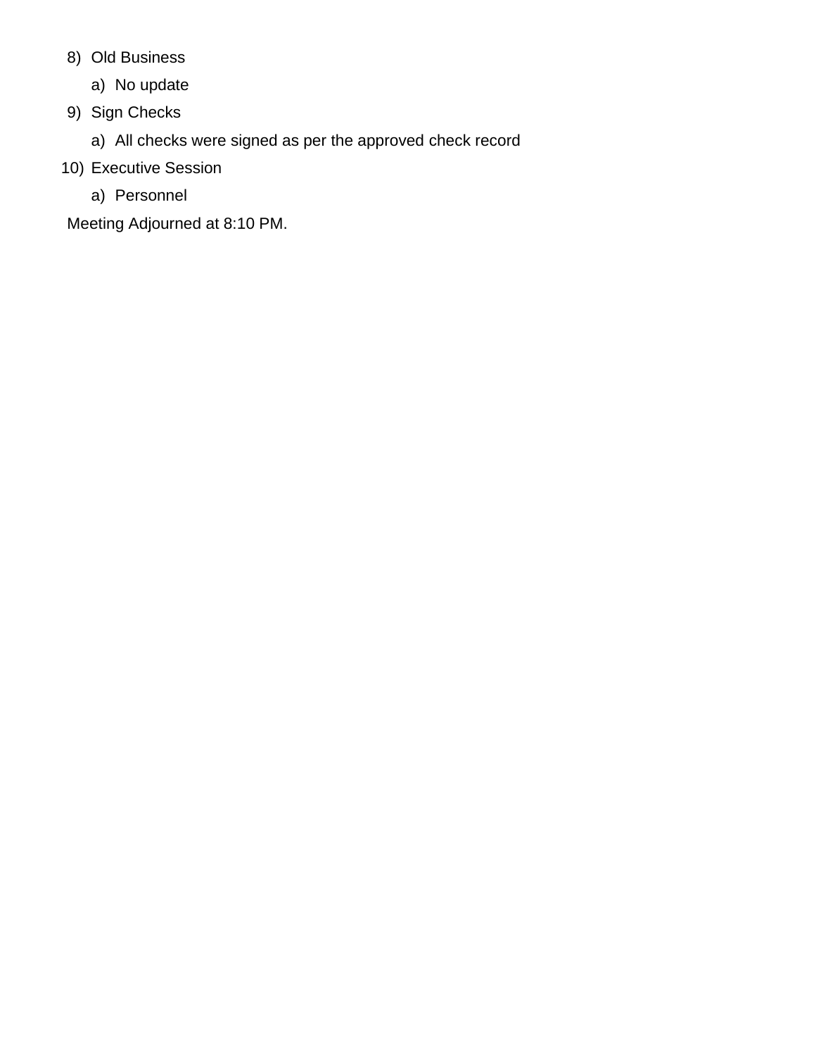8) Old Business
    a) No update
9) Sign Checks
    a) All checks were signed as per the approved check record
10) Executive Session
    a) Personnel

Meeting Adjourned at 8:10 PM.